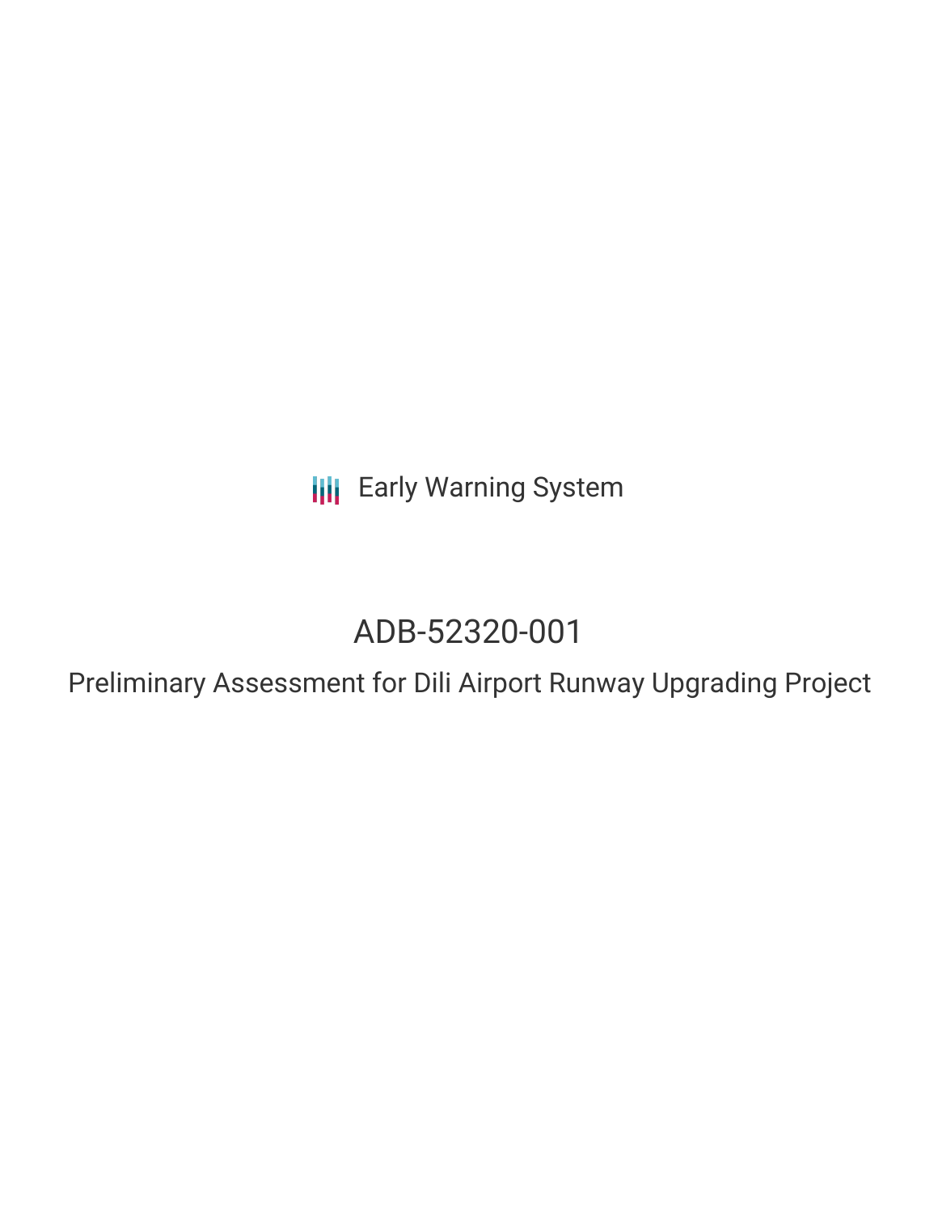Early Warning System

# ADB-52320-001

## Preliminary Assessment for Dili Airport Runway Upgrading Project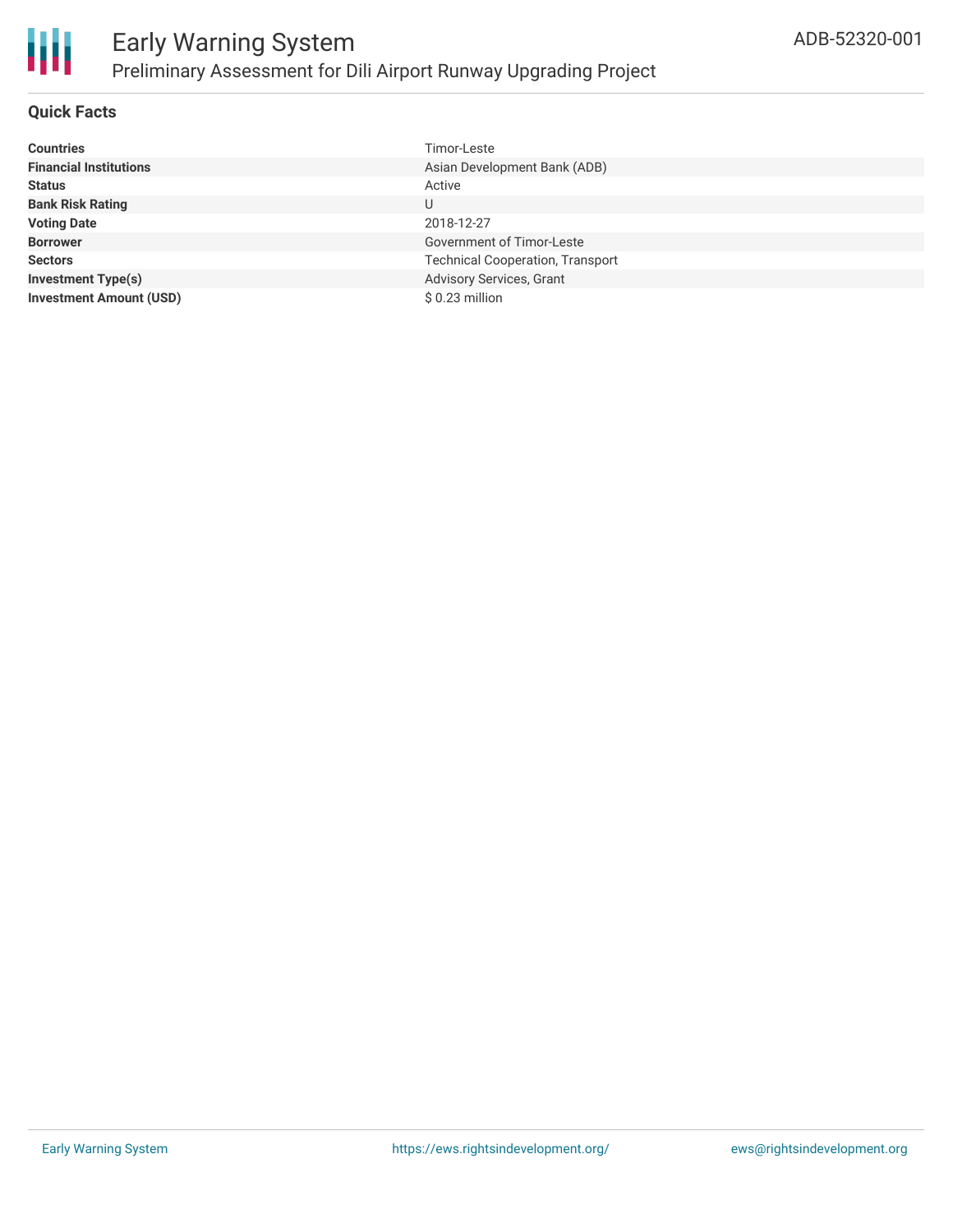# Early Warning System

## Preliminary Assessment for Dili Airport Runway Upgrading Project

ADB-52320-001

### Quick Facts

| | |
|---|---|
| **Countries** | Timor-Leste |
| **Financial Institutions** | Asian Development Bank (ADB) |
| **Status** | Active |
| **Bank Risk Rating** | U |
| **Voting Date** | 2018-12-27 |
| **Borrower** | Government of Timor-Leste |
| **Sectors** | Technical Cooperation, Transport |
| **Investment Type(s)** | Advisory Services, Grant |
| **Investment Amount (USD)** | $ 0.23 million |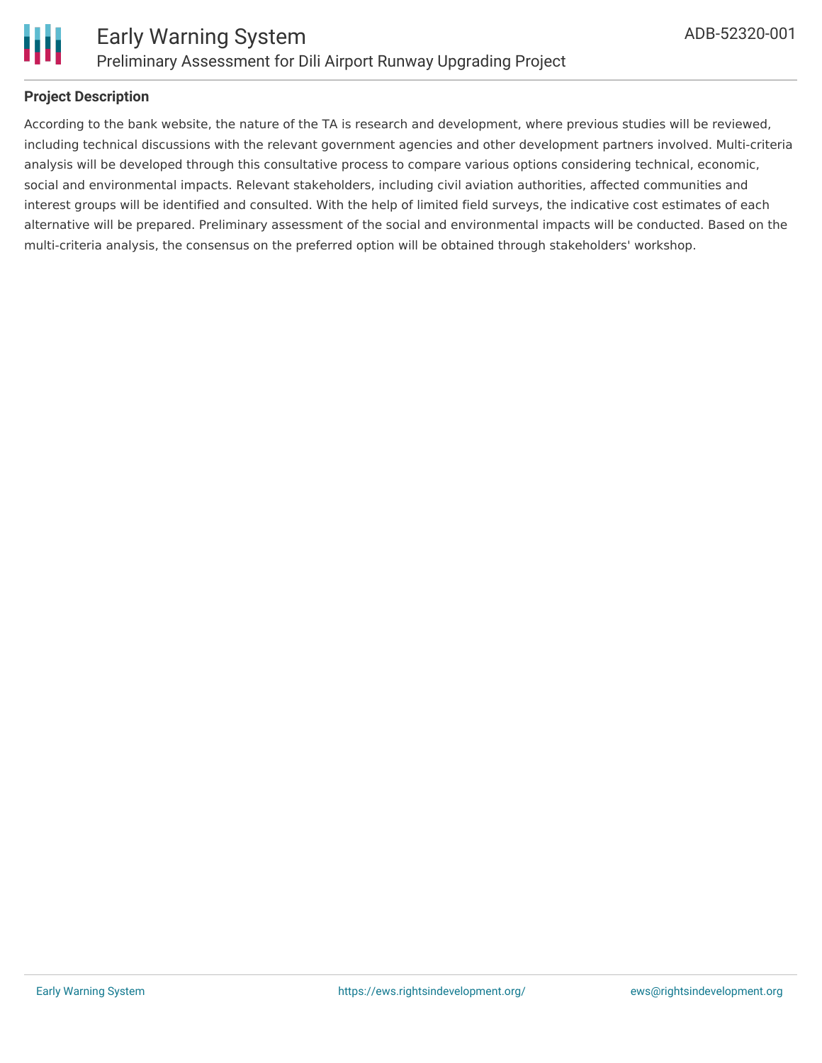### Project Description

According to the bank website, the nature of the TA is research and development, where previous studies will be reviewed, including technical discussions with the relevant government agencies and other development partners involved. Multi-criteria analysis will be developed through this consultative process to compare various options considering technical, economic, social and environmental impacts. Relevant stakeholders, including civil aviation authorities, affected communities and interest groups will be identified and consulted. With the help of limited field surveys, the indicative cost estimates of each alternative will be prepared. Preliminary assessment of the social and environmental impacts will be conducted. Based on the multi-criteria analysis, the consensus on the preferred option will be obtained through stakeholders' workshop.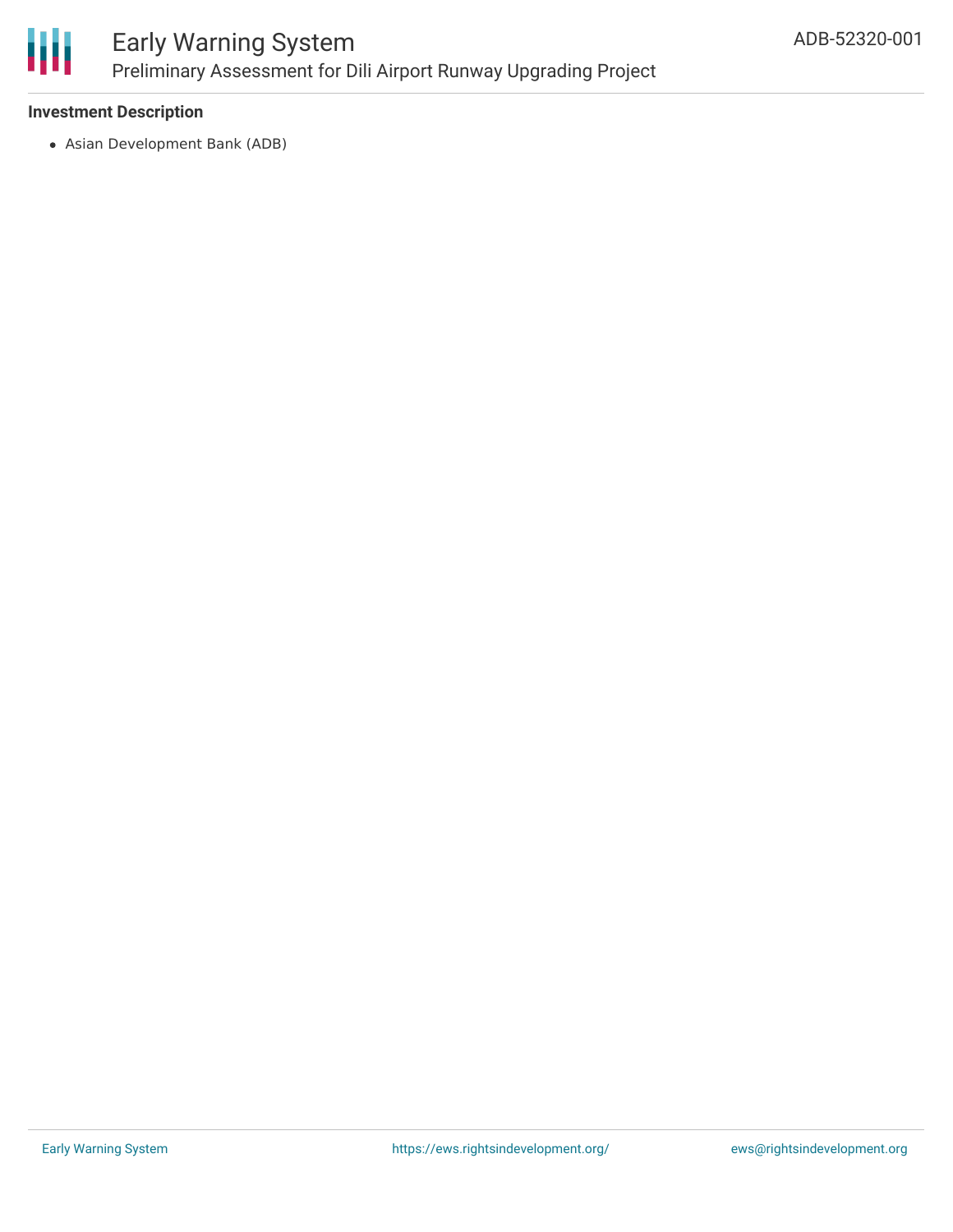**Investment Description**

- Asian Development Bank (ADB)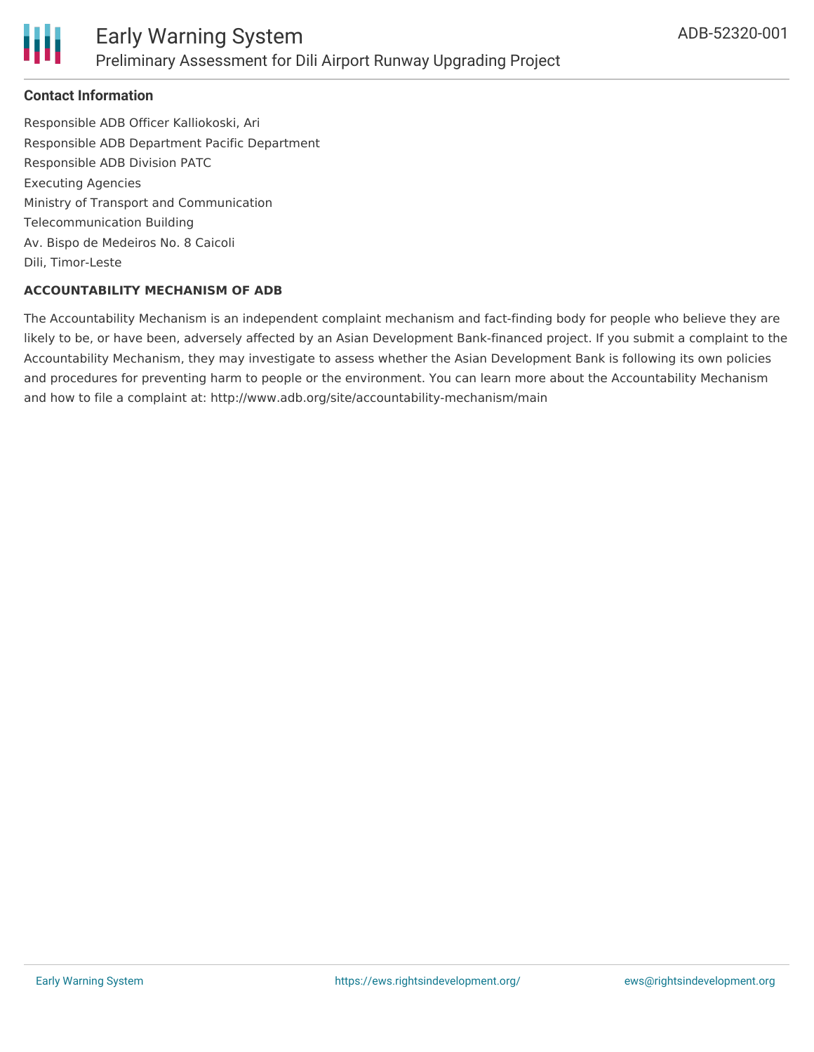### Contact Information

Responsible ADB Officer Kalliokoski, Ari
Responsible ADB Department Pacific Department
Responsible ADB Division PATC
Executing Agencies
Ministry of Transport and Communication
Telecommunication Building
Av. Bispo de Medeiros No. 8 Caicoli
Dili, Timor-Leste

**ACCOUNTABILITY MECHANISM OF ADB**

The Accountability Mechanism is an independent complaint mechanism and fact-finding body for people who believe they are likely to be, or have been, adversely affected by an Asian Development Bank-financed project. If you submit a complaint to the Accountability Mechanism, they may investigate to assess whether the Asian Development Bank is following its own policies and procedures for preventing harm to people or the environment. You can learn more about the Accountability Mechanism and how to file a complaint at: http://www.adb.org/site/accountability-mechanism/main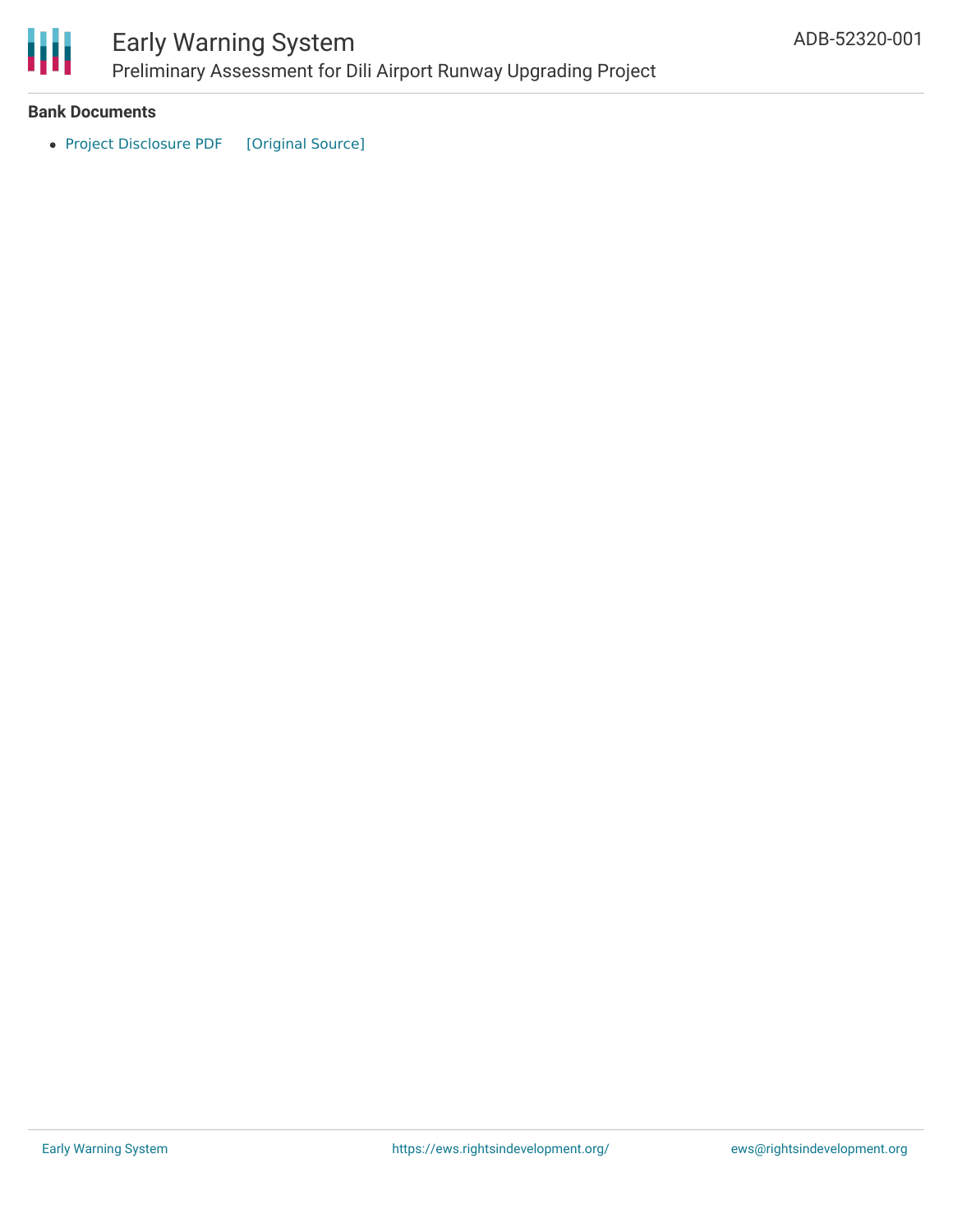## Bank Documents

- Project Disclosure PDF [Original Source]